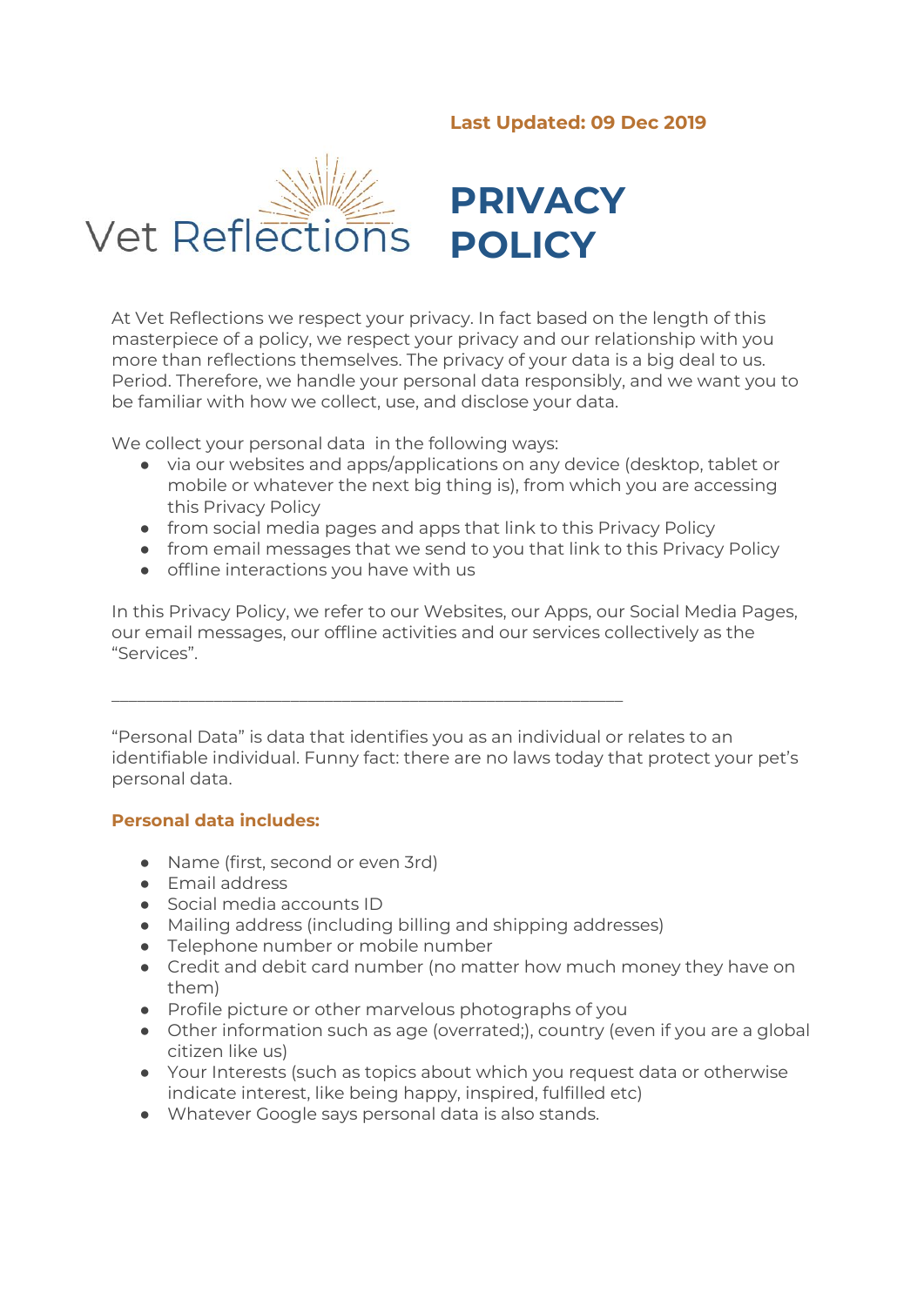**Last Updated: 09 Dec 2019**

Vet Reflections

# PRIVACY POLICY

At Vet Reflections we respect your privacy. In fact based on the length of this masterpiece of a policy, we respect your privacy and our relationship with you more than reflections themselves. The privacy of your data is a big deal to us. Period. Therefore, we handle your personal data responsibly, and we want you to be familiar with how we collect, use, and disclose your data.

We collect your personal data in the following ways:

- via our websites and apps/applications on any device (desktop, tablet or mobile or whatever the next big thing is), from which you are accessing this Privacy Policy
- from social media pages and apps that link to this Privacy Policy
- from email messages that we send to you that link to this Privacy Policy
- offline interactions you have with us

In this Privacy Policy, we refer to our Websites, our Apps, our Social Media Pages, our email messages, our offline activities and our services collectively as the "Services".

---

"Personal Data" is data that identifies you as an individual or relates to an identifiable individual. Funny fact: there are no laws today that protect your pet's personal data.

**Personal data includes:**

- Name (first, second or even 3rd)
- Email address
- Social media accounts ID
- Mailing address (including billing and shipping addresses)
- Telephone number or mobile number
- Credit and debit card number (no matter how much money they have on them)
- Profile picture or other marvelous photographs of you
- Other information such as age (overrated;), country (even if you are a global citizen like us)
- Your Interests (such as topics about which you request data or otherwise indicate interest, like being happy, inspired, fulfilled etc)
- Whatever Google says personal data is also stands.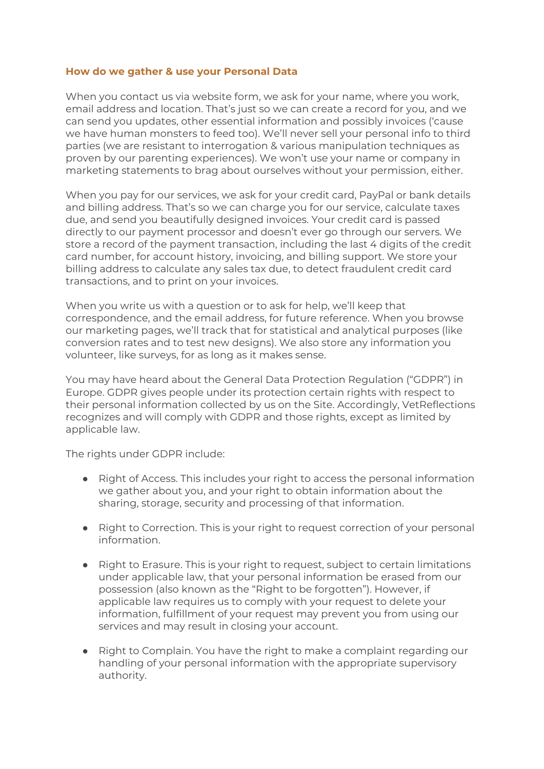### How do we gather & use your Personal Data

When you contact us via website form, we ask for your name, where you work, email address and location. That's just so we can create a record for you, and we can send you updates, other essential information and possibly invoices ('cause we have human monsters to feed too). We'll never sell your personal info to third parties (we are resistant to interrogation & various manipulation techniques as proven by our parenting experiences). We won't use your name or company in marketing statements to brag about ourselves without your permission, either.

When you pay for our services, we ask for your credit card, PayPal or bank details and billing address. That's so we can charge you for our service, calculate taxes due, and send you beautifully designed invoices. Your credit card is passed directly to our payment processor and doesn't ever go through our servers. We store a record of the payment transaction, including the last 4 digits of the credit card number, for account history, invoicing, and billing support. We store your billing address to calculate any sales tax due, to detect fraudulent credit card transactions, and to print on your invoices.

When you write us with a question or to ask for help, we'll keep that correspondence, and the email address, for future reference. When you browse our marketing pages, we'll track that for statistical and analytical purposes (like conversion rates and to test new designs). We also store any information you volunteer, like surveys, for as long as it makes sense.

You may have heard about the General Data Protection Regulation ("GDPR") in Europe. GDPR gives people under its protection certain rights with respect to their personal information collected by us on the Site. Accordingly, VetReflections recognizes and will comply with GDPR and those rights, except as limited by applicable law.

The rights under GDPR include:

- Right of Access. This includes your right to access the personal information we gather about you, and your right to obtain information about the sharing, storage, security and processing of that information.
- Right to Correction. This is your right to request correction of your personal information.
- Right to Erasure. This is your right to request, subject to certain limitations under applicable law, that your personal information be erased from our possession (also known as the "Right to be forgotten"). However, if applicable law requires us to comply with your request to delete your information, fulfillment of your request may prevent you from using our services and may result in closing your account.
- Right to Complain. You have the right to make a complaint regarding our handling of your personal information with the appropriate supervisory authority.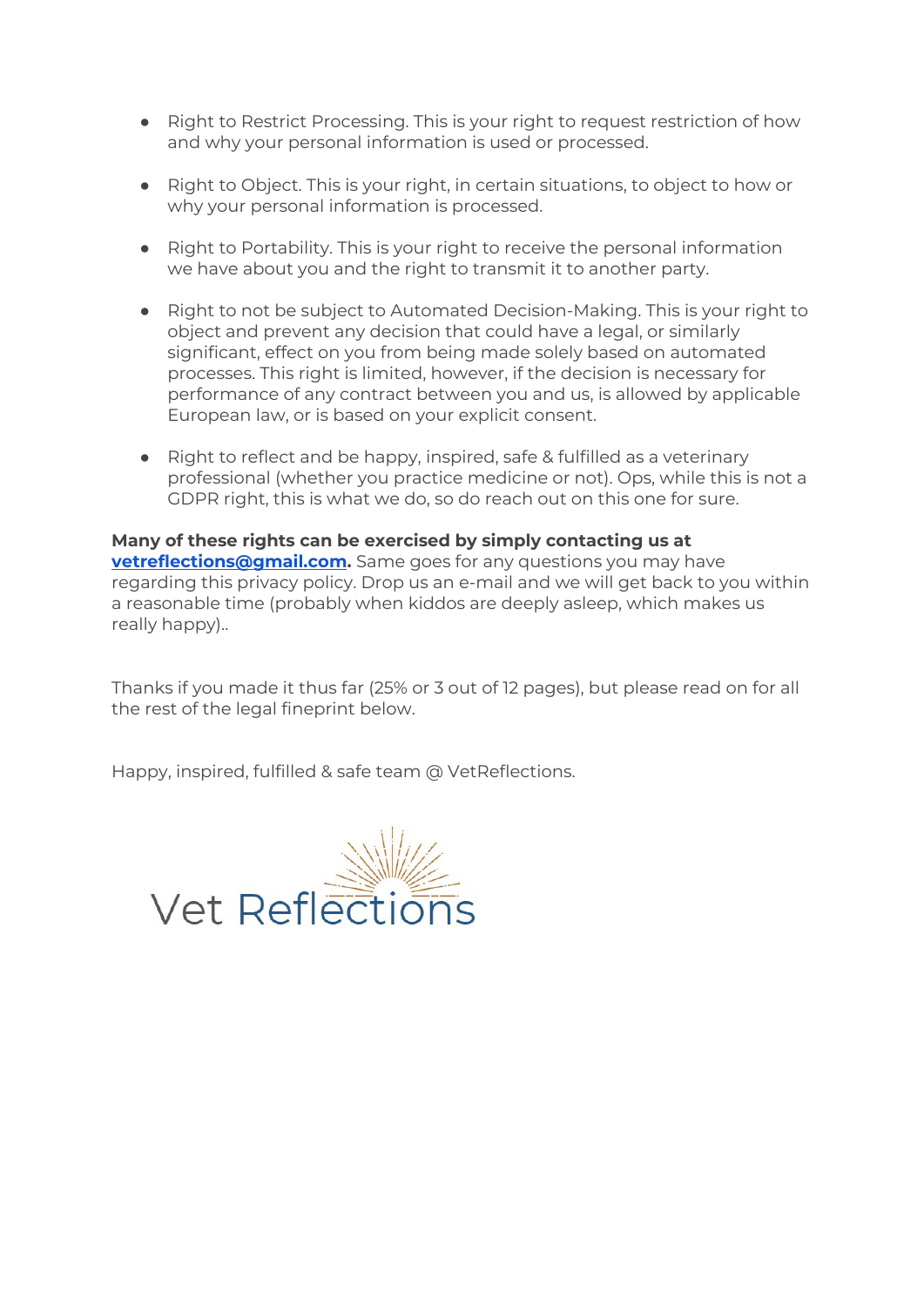- Right to Restrict Processing. This is your right to request restriction of how and why your personal information is used or processed.

- Right to Object. This is your right, in certain situations, to object to how or why your personal information is processed.

- Right to Portability. This is your right to receive the personal information we have about you and the right to transmit it to another party.

- Right to not be subject to Automated Decision-Making. This is your right to object and prevent any decision that could have a legal, or similarly significant, effect on you from being made solely based on automated processes. This right is limited, however, if the decision is necessary for performance of any contract between you and us, is allowed by applicable European law, or is based on your explicit consent.

- Right to reflect and be happy, inspired, safe & fulfilled as a veterinary professional (whether you practice medicine or not). Ops, while this is not a GDPR right, this is what we do, so do reach out on this one for sure.

**Many of these rights can be exercised by simply contacting us at [vetreflections@gmail.com](mailto:vetreflections@gmail.com).** Same goes for any questions you may have regarding this privacy policy. Drop us an e-mail and we will get back to you within a reasonable time (probably when kiddos are deeply asleep, which makes us really happy)..

Thanks if you made it thus far (25% or 3 out of 12 pages), but please read on for all the rest of the legal fineprint below.

Happy, inspired, fulfilled & safe team @ VetReflections.

Vet Reflections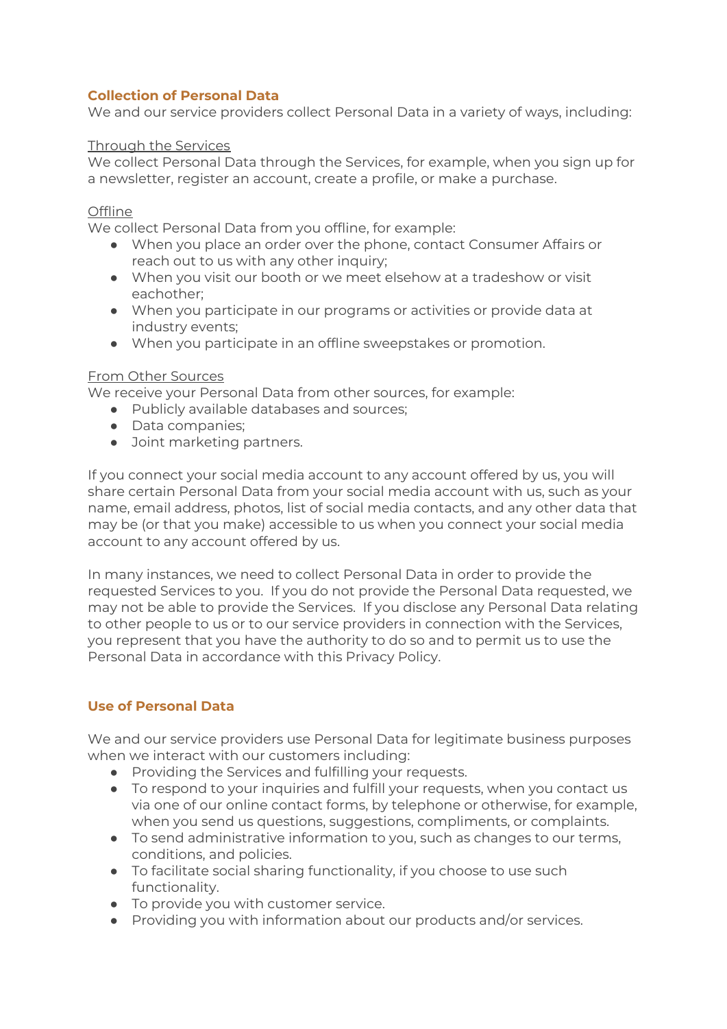## Collection of Personal Data

We and our service providers collect Personal Data in a variety of ways, including:

Through the Services

We collect Personal Data through the Services, for example, when you sign up for a newsletter, register an account, create a profile, or make a purchase.

Offline

We collect Personal Data from you offline, for example:

- When you place an order over the phone, contact Consumer Affairs or reach out to us with any other inquiry;
- When you visit our booth or we meet elsehow at a tradeshow or visit eachother;
- When you participate in our programs or activities or provide data at industry events;
- When you participate in an offline sweepstakes or promotion.

From Other Sources

We receive your Personal Data from other sources, for example:

- Publicly available databases and sources;
- Data companies;
- Joint marketing partners.

If you connect your social media account to any account offered by us, you will share certain Personal Data from your social media account with us, such as your name, email address, photos, list of social media contacts, and any other data that may be (or that you make) accessible to us when you connect your social media account to any account offered by us.

In many instances, we need to collect Personal Data in order to provide the requested Services to you. If you do not provide the Personal Data requested, we may not be able to provide the Services. If you disclose any Personal Data relating to other people to us or to our service providers in connection with the Services, you represent that you have the authority to do so and to permit us to use the Personal Data in accordance with this Privacy Policy.

## Use of Personal Data

We and our service providers use Personal Data for legitimate business purposes when we interact with our customers including:

- Providing the Services and fulfilling your requests.
- To respond to your inquiries and fulfill your requests, when you contact us via one of our online contact forms, by telephone or otherwise, for example, when you send us questions, suggestions, compliments, or complaints.
- To send administrative information to you, such as changes to our terms, conditions, and policies.
- To facilitate social sharing functionality, if you choose to use such functionality.
- To provide you with customer service.
- Providing you with information about our products and/or services.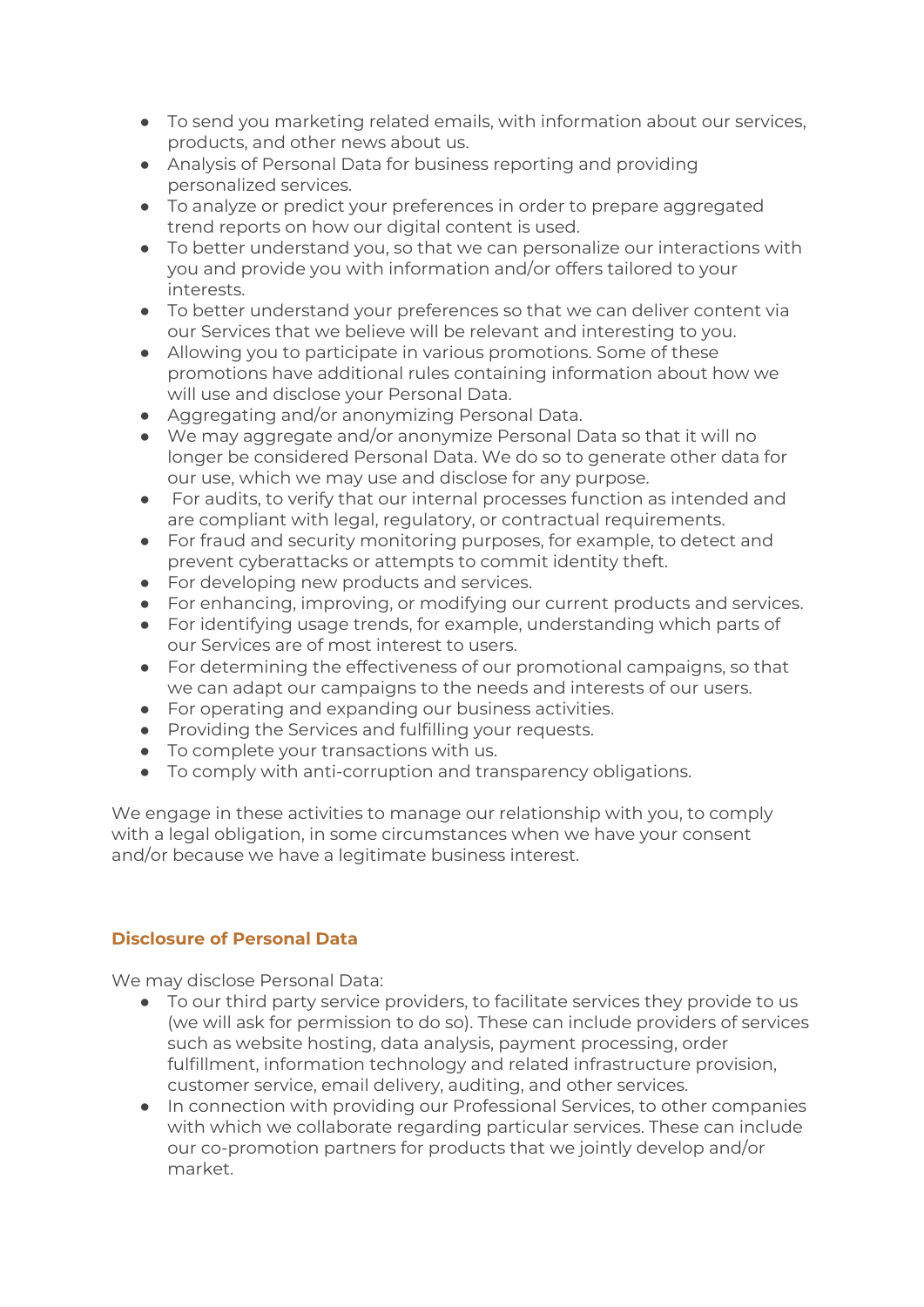- To send you marketing related emails, with information about our services, products, and other news about us.
- Analysis of Personal Data for business reporting and providing personalized services.
- To analyze or predict your preferences in order to prepare aggregated trend reports on how our digital content is used.
- To better understand you, so that we can personalize our interactions with you and provide you with information and/or offers tailored to your interests.
- To better understand your preferences so that we can deliver content via our Services that we believe will be relevant and interesting to you.
- Allowing you to participate in various promotions. Some of these promotions have additional rules containing information about how we will use and disclose your Personal Data.
- Aggregating and/or anonymizing Personal Data.
- We may aggregate and/or anonymize Personal Data so that it will no longer be considered Personal Data. We do so to generate other data for our use, which we may use and disclose for any purpose.
- For audits, to verify that our internal processes function as intended and are compliant with legal, regulatory, or contractual requirements.
- For fraud and security monitoring purposes, for example, to detect and prevent cyberattacks or attempts to commit identity theft.
- For developing new products and services.
- For enhancing, improving, or modifying our current products and services.
- For identifying usage trends, for example, understanding which parts of our Services are of most interest to users.
- For determining the effectiveness of our promotional campaigns, so that we can adapt our campaigns to the needs and interests of our users.
- For operating and expanding our business activities.
- Providing the Services and fulfilling your requests.
- To complete your transactions with us.
- To comply with anti-corruption and transparency obligations.

We engage in these activities to manage our relationship with you, to comply with a legal obligation, in some circumstances when we have your consent and/or because we have a legitimate business interest.

## Disclosure of Personal Data

We may disclose Personal Data:

- To our third party service providers, to facilitate services they provide to us (we will ask for permission to do so). These can include providers of services such as website hosting, data analysis, payment processing, order fulfillment, information technology and related infrastructure provision, customer service, email delivery, auditing, and other services.
- In connection with providing our Professional Services, to other companies with which we collaborate regarding particular services. These can include our co-promotion partners for products that we jointly develop and/or market.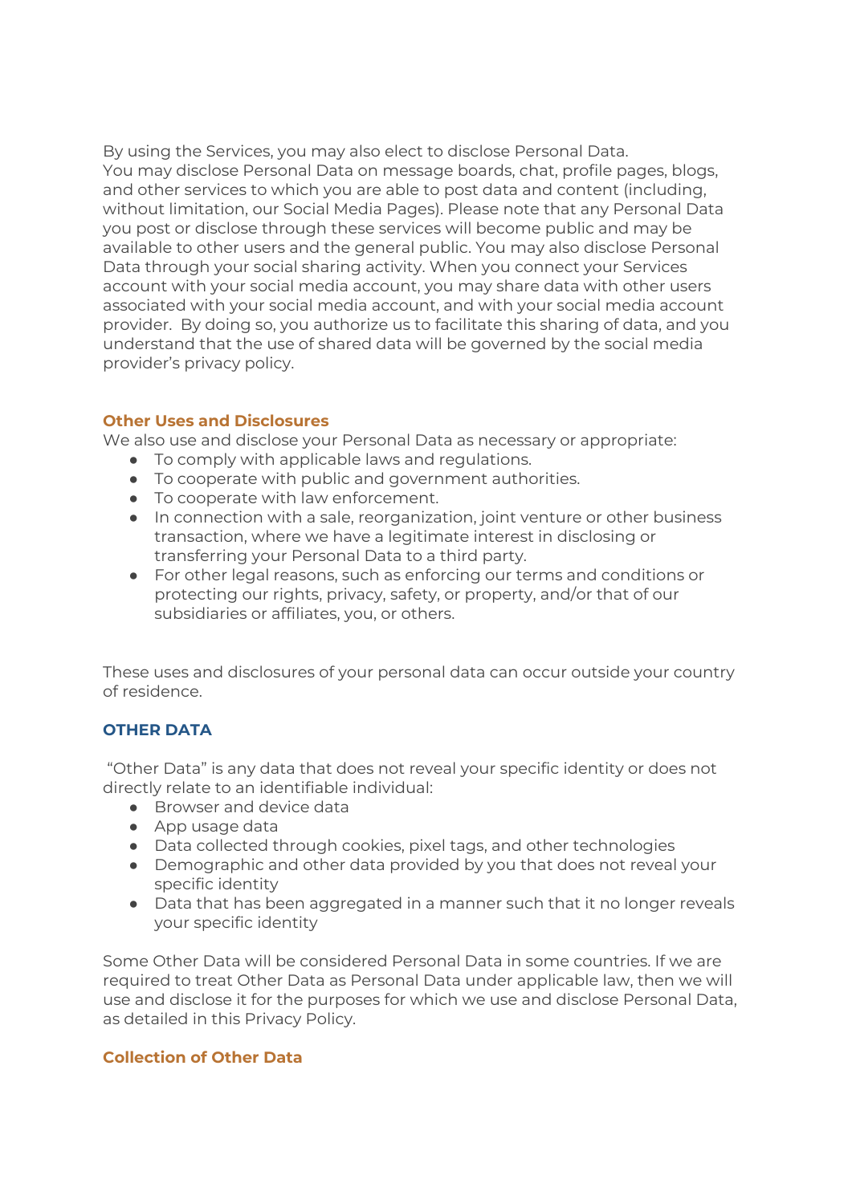By using the Services, you may also elect to disclose Personal Data.
You may disclose Personal Data on message boards, chat, profile pages, blogs, and other services to which you are able to post data and content (including, without limitation, our Social Media Pages). Please note that any Personal Data you post or disclose through these services will become public and may be available to other users and the general public. You may also disclose Personal Data through your social sharing activity. When you connect your Services account with your social media account, you may share data with other users associated with your social media account, and with your social media account provider. By doing so, you authorize us to facilitate this sharing of data, and you understand that the use of shared data will be governed by the social media provider's privacy policy.

### Other Uses and Disclosures

We also use and disclose your Personal Data as necessary or appropriate:

- To comply with applicable laws and regulations.
- To cooperate with public and government authorities.
- To cooperate with law enforcement.
- In connection with a sale, reorganization, joint venture or other business transaction, where we have a legitimate interest in disclosing or transferring your Personal Data to a third party.
- For other legal reasons, such as enforcing our terms and conditions or protecting our rights, privacy, safety, or property, and/or that of our subsidiaries or affiliates, you, or others.

These uses and disclosures of your personal data can occur outside your country of residence.

## OTHER DATA

"Other Data" is any data that does not reveal your specific identity or does not directly relate to an identifiable individual:

- Browser and device data
- App usage data
- Data collected through cookies, pixel tags, and other technologies
- Demographic and other data provided by you that does not reveal your specific identity
- Data that has been aggregated in a manner such that it no longer reveals your specific identity

Some Other Data will be considered Personal Data in some countries. If we are required to treat Other Data as Personal Data under applicable law, then we will use and disclose it for the purposes for which we use and disclose Personal Data, as detailed in this Privacy Policy.

### Collection of Other Data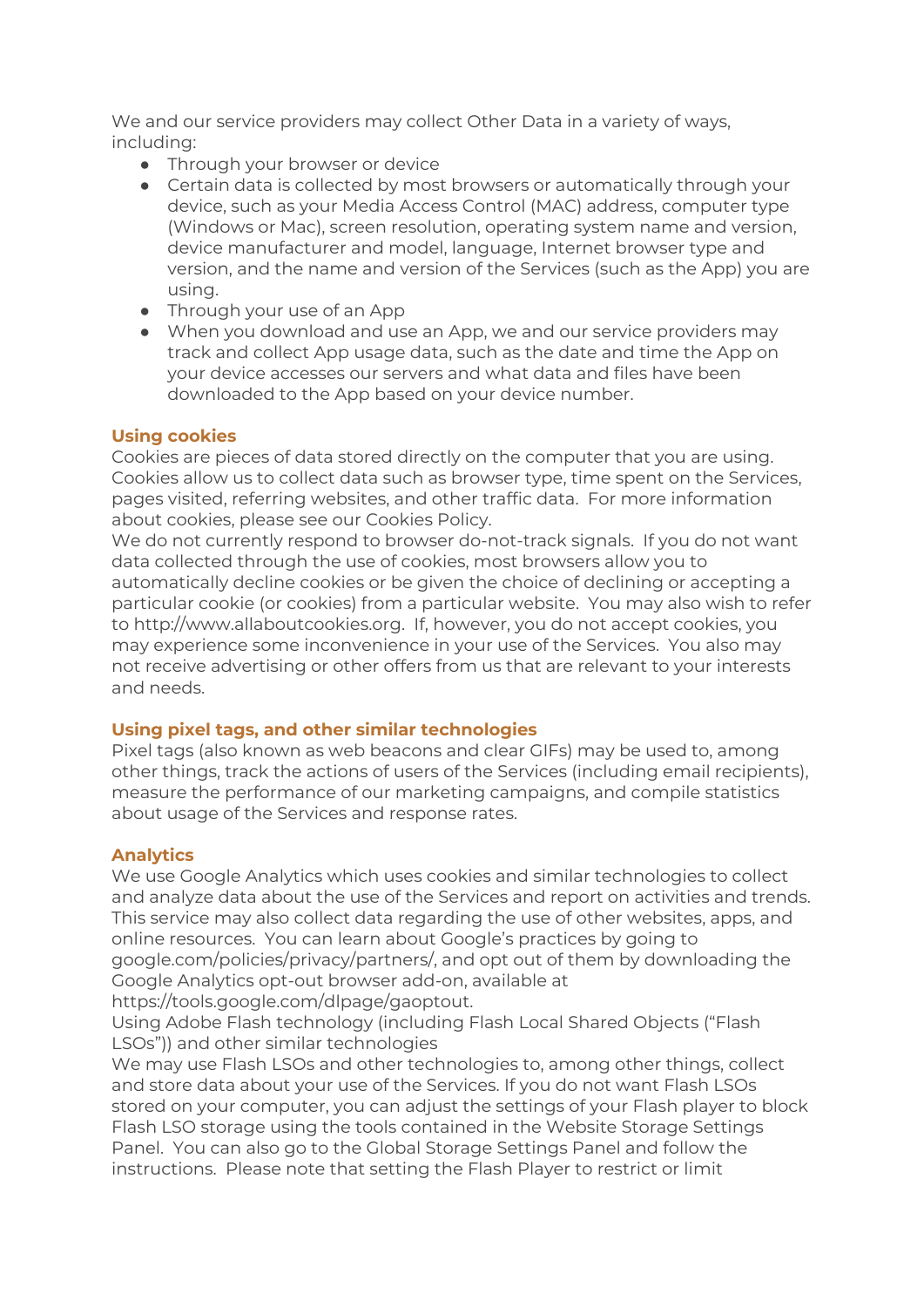We and our service providers may collect Other Data in a variety of ways, including:

- Through your browser or device
- Certain data is collected by most browsers or automatically through your device, such as your Media Access Control (MAC) address, computer type (Windows or Mac), screen resolution, operating system name and version, device manufacturer and model, language, Internet browser type and version, and the name and version of the Services (such as the App) you are using.
- Through your use of an App
- When you download and use an App, we and our service providers may track and collect App usage data, such as the date and time the App on your device accesses our servers and what data and files have been downloaded to the App based on your device number.

### Using cookies

Cookies are pieces of data stored directly on the computer that you are using. Cookies allow us to collect data such as browser type, time spent on the Services, pages visited, referring websites, and other traffic data. For more information about cookies, please see our Cookies Policy.

We do not currently respond to browser do-not-track signals. If you do not want data collected through the use of cookies, most browsers allow you to automatically decline cookies or be given the choice of declining or accepting a particular cookie (or cookies) from a particular website. You may also wish to refer to http://www.allaboutcookies.org. If, however, you do not accept cookies, you may experience some inconvenience in your use of the Services. You also may not receive advertising or other offers from us that are relevant to your interests and needs.

### Using pixel tags, and other similar technologies

Pixel tags (also known as web beacons and clear GIFs) may be used to, among other things, track the actions of users of the Services (including email recipients), measure the performance of our marketing campaigns, and compile statistics about usage of the Services and response rates.

### Analytics

We use Google Analytics which uses cookies and similar technologies to collect and analyze data about the use of the Services and report on activities and trends. This service may also collect data regarding the use of other websites, apps, and online resources. You can learn about Google's practices by going to google.com/policies/privacy/partners/, and opt out of them by downloading the Google Analytics opt-out browser add-on, available at https://tools.google.com/dlpage/gaoptout.

Using Adobe Flash technology (including Flash Local Shared Objects ("Flash LSOs")) and other similar technologies

We may use Flash LSOs and other technologies to, among other things, collect and store data about your use of the Services. If you do not want Flash LSOs stored on your computer, you can adjust the settings of your Flash player to block Flash LSO storage using the tools contained in the Website Storage Settings Panel. You can also go to the Global Storage Settings Panel and follow the instructions. Please note that setting the Flash Player to restrict or limit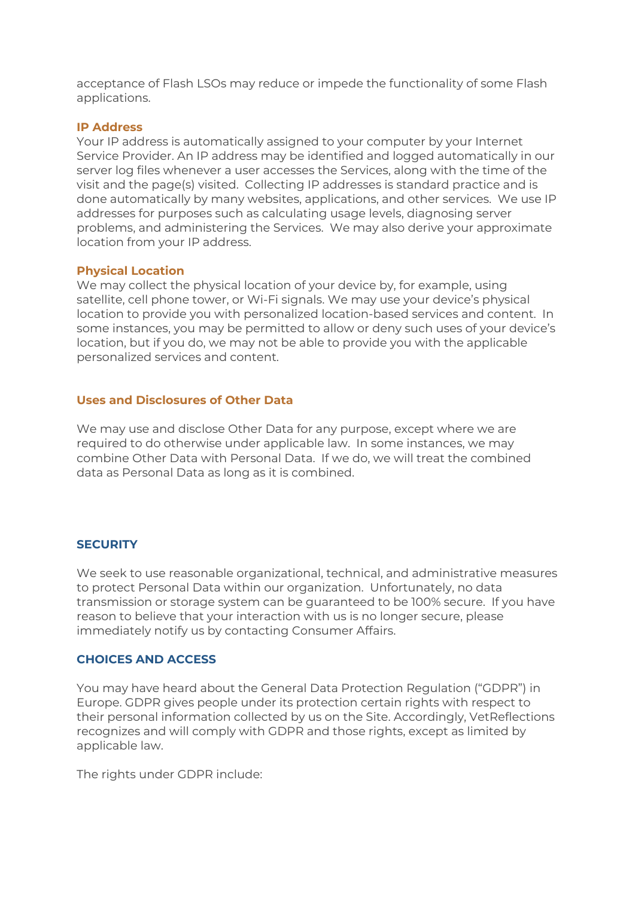acceptance of Flash LSOs may reduce or impede the functionality of some Flash applications.

### IP Address

Your IP address is automatically assigned to your computer by your Internet Service Provider. An IP address may be identified and logged automatically in our server log files whenever a user accesses the Services, along with the time of the visit and the page(s) visited. Collecting IP addresses is standard practice and is done automatically by many websites, applications, and other services. We use IP addresses for purposes such as calculating usage levels, diagnosing server problems, and administering the Services. We may also derive your approximate location from your IP address.

### Physical Location

We may collect the physical location of your device by, for example, using satellite, cell phone tower, or Wi-Fi signals. We may use your device's physical location to provide you with personalized location-based services and content. In some instances, you may be permitted to allow or deny such uses of your device's location, but if you do, we may not be able to provide you with the applicable personalized services and content.

### Uses and Disclosures of Other Data

We may use and disclose Other Data for any purpose, except where we are required to do otherwise under applicable law. In some instances, we may combine Other Data with Personal Data. If we do, we will treat the combined data as Personal Data as long as it is combined.

## SECURITY

We seek to use reasonable organizational, technical, and administrative measures to protect Personal Data within our organization. Unfortunately, no data transmission or storage system can be guaranteed to be 100% secure. If you have reason to believe that your interaction with us is no longer secure, please immediately notify us by contacting Consumer Affairs.

## CHOICES AND ACCESS

You may have heard about the General Data Protection Regulation ("GDPR") in Europe. GDPR gives people under its protection certain rights with respect to their personal information collected by us on the Site. Accordingly, VetReflections recognizes and will comply with GDPR and those rights, except as limited by applicable law.

The rights under GDPR include: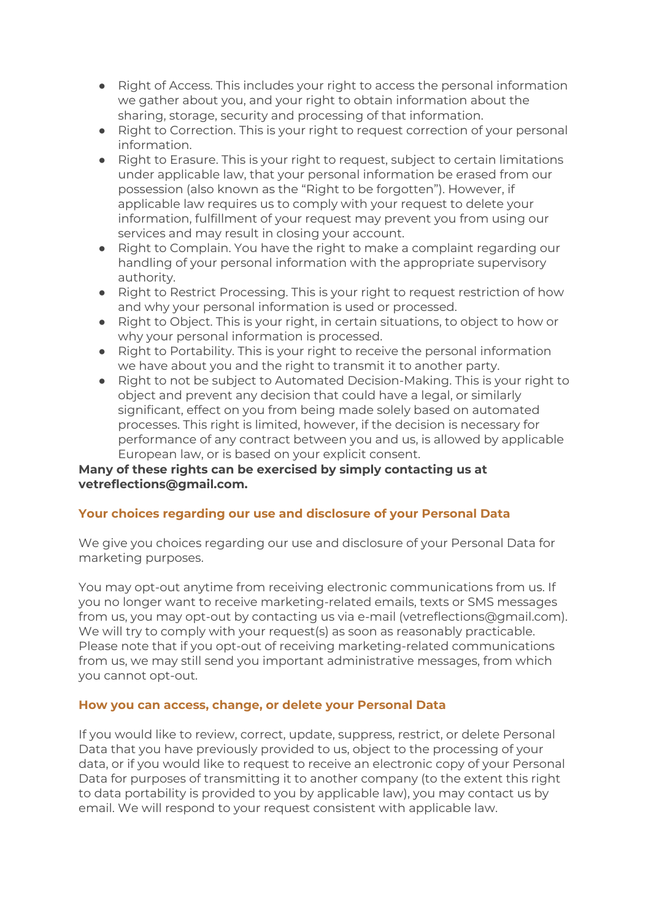- Right of Access. This includes your right to access the personal information we gather about you, and your right to obtain information about the sharing, storage, security and processing of that information.
- Right to Correction. This is your right to request correction of your personal information.
- Right to Erasure. This is your right to request, subject to certain limitations under applicable law, that your personal information be erased from our possession (also known as the "Right to be forgotten"). However, if applicable law requires us to comply with your request to delete your information, fulfillment of your request may prevent you from using our services and may result in closing your account.
- Right to Complain. You have the right to make a complaint regarding our handling of your personal information with the appropriate supervisory authority.
- Right to Restrict Processing. This is your right to request restriction of how and why your personal information is used or processed.
- Right to Object. This is your right, in certain situations, to object to how or why your personal information is processed.
- Right to Portability. This is your right to receive the personal information we have about you and the right to transmit it to another party.
- Right to not be subject to Automated Decision-Making. This is your right to object and prevent any decision that could have a legal, or similarly significant, effect on you from being made solely based on automated processes. This right is limited, however, if the decision is necessary for performance of any contract between you and us, is allowed by applicable European law, or is based on your explicit consent.

**Many of these rights can be exercised by simply contacting us at vetreflections@gmail.com.**

### Your choices regarding our use and disclosure of your Personal Data

We give you choices regarding our use and disclosure of your Personal Data for marketing purposes.

You may opt-out anytime from receiving electronic communications from us. If you no longer want to receive marketing-related emails, texts or SMS messages from us, you may opt-out by contacting us via e-mail (vetreflections@gmail.com). We will try to comply with your request(s) as soon as reasonably practicable. Please note that if you opt-out of receiving marketing-related communications from us, we may still send you important administrative messages, from which you cannot opt-out.

### How you can access, change, or delete your Personal Data

If you would like to review, correct, update, suppress, restrict, or delete Personal Data that you have previously provided to us, object to the processing of your data, or if you would like to request to receive an electronic copy of your Personal Data for purposes of transmitting it to another company (to the extent this right to data portability is provided to you by applicable law), you may contact us by email. We will respond to your request consistent with applicable law.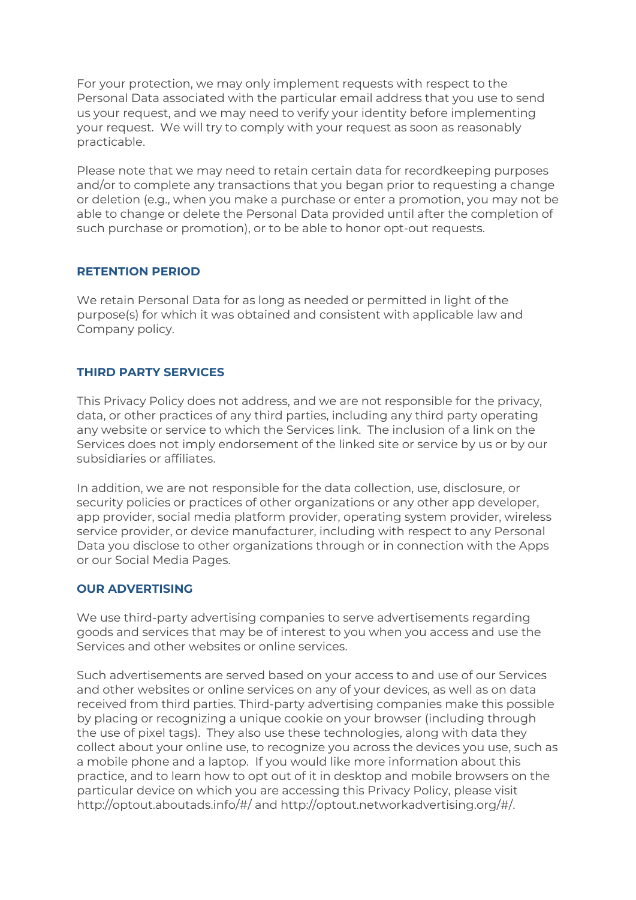For your protection, we may only implement requests with respect to the Personal Data associated with the particular email address that you use to send us your request, and we may need to verify your identity before implementing your request. We will try to comply with your request as soon as reasonably practicable.

Please note that we may need to retain certain data for recordkeeping purposes and/or to complete any transactions that you began prior to requesting a change or deletion (e.g., when you make a purchase or enter a promotion, you may not be able to change or delete the Personal Data provided until after the completion of such purchase or promotion), or to be able to honor opt-out requests.

## RETENTION PERIOD

We retain Personal Data for as long as needed or permitted in light of the purpose(s) for which it was obtained and consistent with applicable law and Company policy.

## THIRD PARTY SERVICES

This Privacy Policy does not address, and we are not responsible for the privacy, data, or other practices of any third parties, including any third party operating any website or service to which the Services link. The inclusion of a link on the Services does not imply endorsement of the linked site or service by us or by our subsidiaries or affiliates.

In addition, we are not responsible for the data collection, use, disclosure, or security policies or practices of other organizations or any other app developer, app provider, social media platform provider, operating system provider, wireless service provider, or device manufacturer, including with respect to any Personal Data you disclose to other organizations through or in connection with the Apps or our Social Media Pages.

## OUR ADVERTISING

We use third-party advertising companies to serve advertisements regarding goods and services that may be of interest to you when you access and use the Services and other websites or online services.

Such advertisements are served based on your access to and use of our Services and other websites or online services on any of your devices, as well as on data received from third parties. Third-party advertising companies make this possible by placing or recognizing a unique cookie on your browser (including through the use of pixel tags). They also use these technologies, along with data they collect about your online use, to recognize you across the devices you use, such as a mobile phone and a laptop. If you would like more information about this practice, and to learn how to opt out of it in desktop and mobile browsers on the particular device on which you are accessing this Privacy Policy, please visit http://optout.aboutads.info/#/ and http://optout.networkadvertising.org/#/.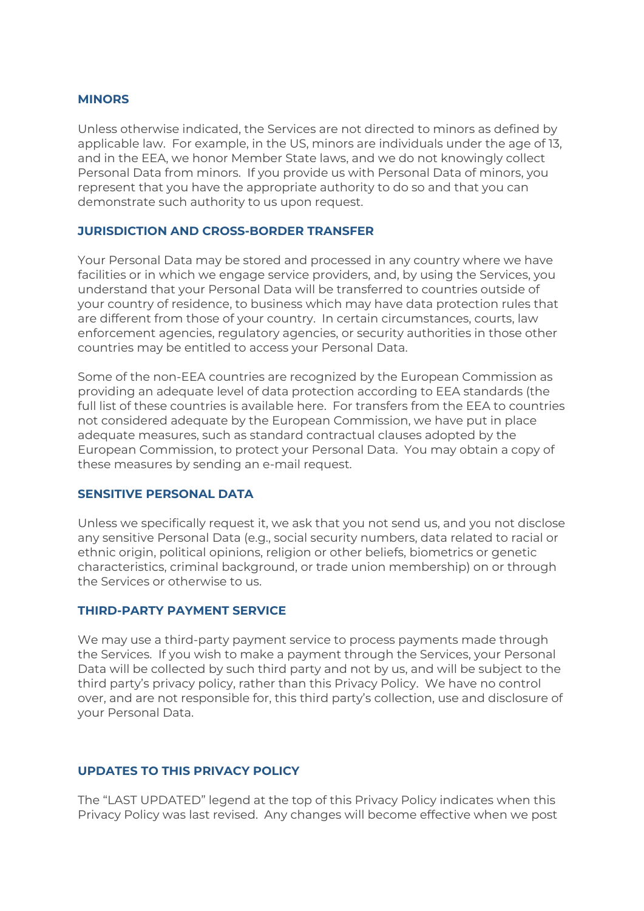## MINORS

Unless otherwise indicated, the Services are not directed to minors as defined by applicable law. For example, in the US, minors are individuals under the age of 13, and in the EEA, we honor Member State laws, and we do not knowingly collect Personal Data from minors. If you provide us with Personal Data of minors, you represent that you have the appropriate authority to do so and that you can demonstrate such authority to us upon request.

## JURISDICTION AND CROSS-BORDER TRANSFER

Your Personal Data may be stored and processed in any country where we have facilities or in which we engage service providers, and, by using the Services, you understand that your Personal Data will be transferred to countries outside of your country of residence, to business which may have data protection rules that are different from those of your country. In certain circumstances, courts, law enforcement agencies, regulatory agencies, or security authorities in those other countries may be entitled to access your Personal Data.

Some of the non-EEA countries are recognized by the European Commission as providing an adequate level of data protection according to EEA standards (the full list of these countries is available here. For transfers from the EEA to countries not considered adequate by the European Commission, we have put in place adequate measures, such as standard contractual clauses adopted by the European Commission, to protect your Personal Data. You may obtain a copy of these measures by sending an e-mail request.

## SENSITIVE PERSONAL DATA

Unless we specifically request it, we ask that you not send us, and you not disclose any sensitive Personal Data (e.g., social security numbers, data related to racial or ethnic origin, political opinions, religion or other beliefs, biometrics or genetic characteristics, criminal background, or trade union membership) on or through the Services or otherwise to us.

## THIRD-PARTY PAYMENT SERVICE

We may use a third-party payment service to process payments made through the Services. If you wish to make a payment through the Services, your Personal Data will be collected by such third party and not by us, and will be subject to the third party's privacy policy, rather than this Privacy Policy. We have no control over, and are not responsible for, this third party's collection, use and disclosure of your Personal Data.

## UPDATES TO THIS PRIVACY POLICY

The "LAST UPDATED" legend at the top of this Privacy Policy indicates when this Privacy Policy was last revised. Any changes will become effective when we post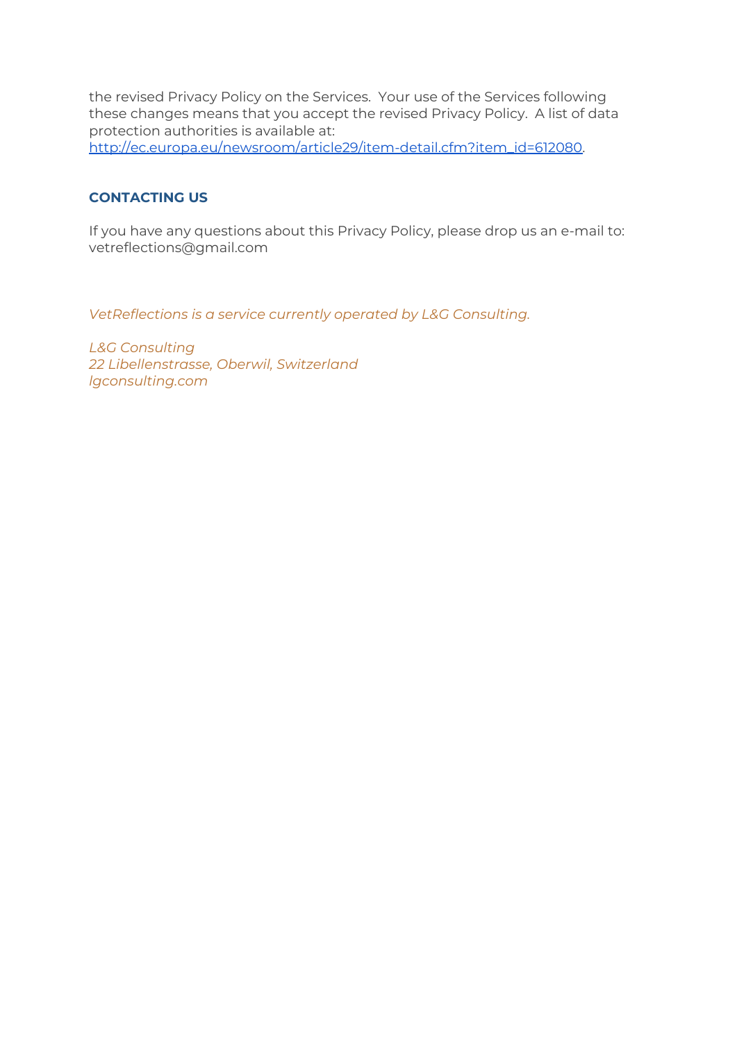the revised Privacy Policy on the Services. Your use of the Services following these changes means that you accept the revised Privacy Policy. A list of data protection authorities is available at: [http://ec.europa.eu/newsroom/article29/item-detail.cfm?item_id=612080](http://ec.europa.eu/newsroom/article29/item-detail.cfm?item_id=612080).

## CONTACTING US

If you have any questions about this Privacy Policy, please drop us an e-mail to: vetreflections@gmail.com

*VetReflections is a service currently operated by L&G Consulting.*

*L&G Consulting*
*22 Libellenstrasse, Oberwil, Switzerland*
*lgconsulting.com*